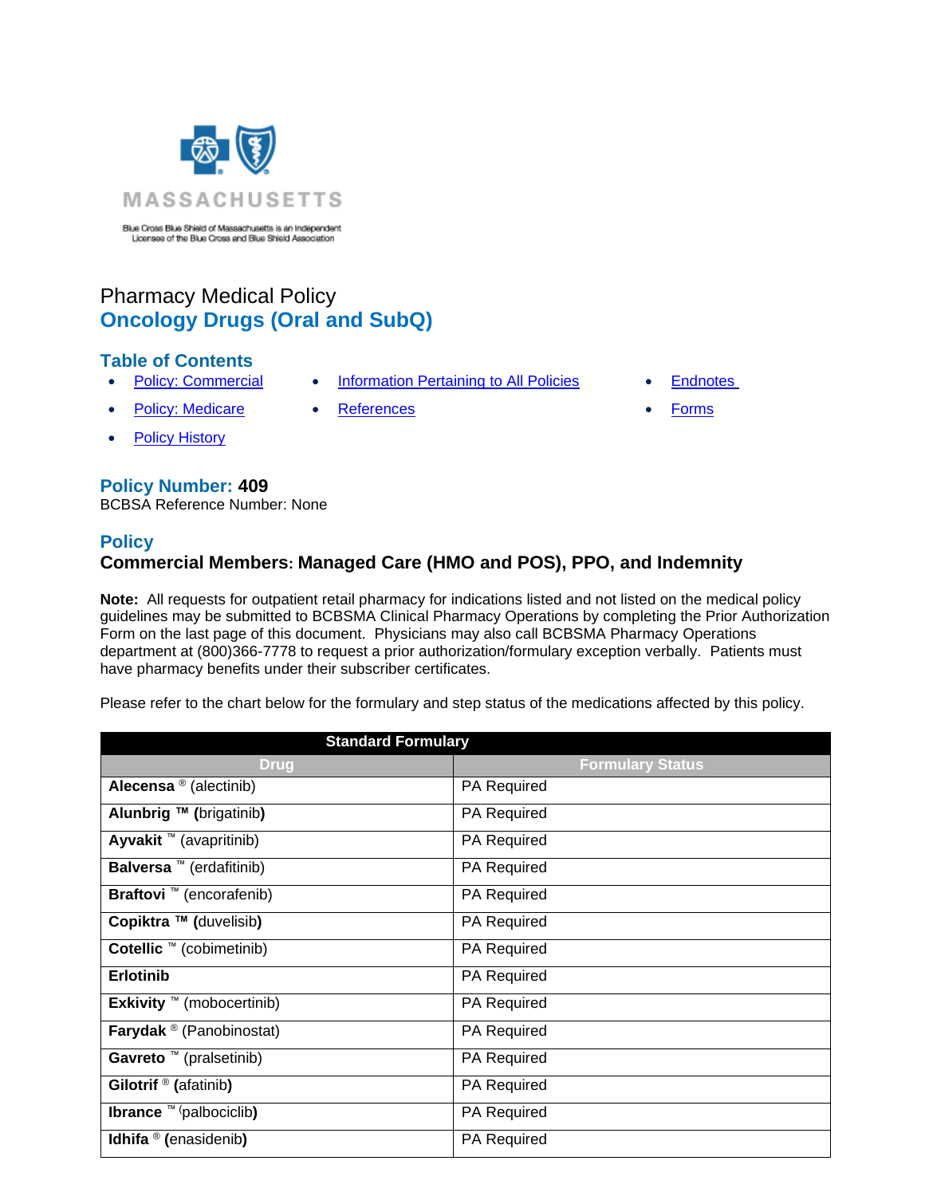MASSACHUSETTS

Blue Cross Blue Shield of Massachusetts is an Independent Licensee of the Blue Cross and Blue Shield Association

Pharmacy Medical Policy

# Oncology Drugs (Oral and SubQ)

## Table of Contents

- Policy: Commercial
- Policy: Medicare
- Policy History
- Information Pertaining to All Policies
- References
- Endnotes
- Forms

## Policy Number: 409

BCBSA Reference Number: None

## Policy

### Commercial Members: Managed Care (HMO and POS), PPO, and Indemnity

**Note:** All requests for outpatient retail pharmacy for indications listed and not listed on the medical policy guidelines may be submitted to BCBSMA Clinical Pharmacy Operations by completing the Prior Authorization Form on the last page of this document. Physicians may also call BCBSMA Pharmacy Operations department at (800)366-7778 to request a prior authorization/formulary exception verbally. Patients must have pharmacy benefits under their subscriber certificates.

Please refer to the chart below for the formulary and step status of the medications affected by this policy.

| Standard Formulary | |
|---|---|
| **Drug** | **Formulary Status** |
| **Alecensa** ® (alectinib) | PA Required |
| **Alunbrig ™ (**brigatinib**)** | PA Required |
| **Ayvakit** ™ (avapritinib) | PA Required |
| **Balversa** ™ (erdafitinib) | PA Required |
| **Braftovi** ™ (encorafenib) | PA Required |
| **Copiktra ™ (**duvelisib**)** | PA Required |
| **Cotellic** ™ (cobimetinib) | PA Required |
| **Erlotinib** | PA Required |
| **Exkivity** ™ (mobocertinib) | PA Required |
| **Farydak** ® (Panobinostat) | PA Required |
| **Gavreto** ™ (pralsetinib) | PA Required |
| **Gilotrif** ® **(**afatinib**)** | PA Required |
| **Ibrance** ™ (palbociclib**)** | PA Required |
| **Idhifa** ® **(**enasidenib**)** | PA Required |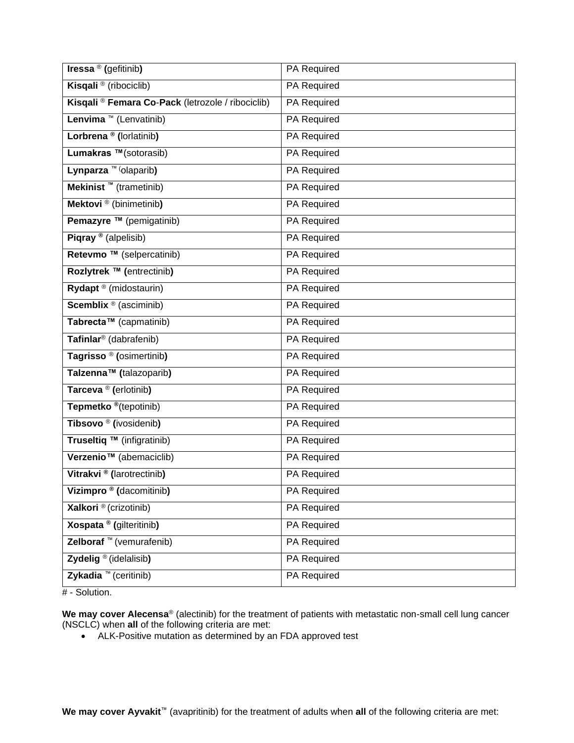| **Iressa** ® **(**gefitinib**)** | PA Required |
|---|---|
| **Kisqali** ® (ribociclib) | PA Required |
| **Kisqali** ® **Femara Co-Pack** (letrozole / ribociclib) | PA Required |
| **Lenvima** ™ (Lenvatinib) | PA Required |
| **Lorbrena ® (**lorlatinib**)** | PA Required |
| **Lumakras ™**(sotorasib) | PA Required |
| **Lynparza** ™ (olaparib**)** | PA Required |
| **Mekinist ™** (trametinib) | PA Required |
| **Mektovi** ® (binimetinib**)** | PA Required |
| **Pemazyre ™** (pemigatinib) | PA Required |
| **Piqray ®** (alpelisib) | PA Required |
| **Retevmo ™** (selpercatinib) | PA Required |
| **Rozlytrek ™ (**entrectinib**)** | PA Required |
| **Rydapt** ® (midostaurin) | PA Required |
| **Scemblix** ® (asciminib) | PA Required |
| **Tabrecta™** (capmatinib) | PA Required |
| **Tafinlar**® (dabrafenib) | PA Required |
| **Tagrisso** ® **(**osimertinib**)** | PA Required |
| **Talzenna™ (**talazoparib**)** | PA Required |
| **Tarceva** ® **(**erlotinib**)** | PA Required |
| **Tepmetko ®**(tepotinib) | PA Required |
| **Tibsovo** ® **(**ivosidenib**)** | PA Required |
| **Truseltiq ™** (infigratinib) | PA Required |
| **Verzenio™** (abemaciclib) | PA Required |
| **Vitrakvi ® (**larotrectinib**)** | PA Required |
| **Vizimpro ® (**dacomitinib**)** | PA Required |
| **Xalkori** ® (crizotinib) | PA Required |
| **Xospata ® (**gilteritinib**)** | PA Required |
| **Zelboraf** ™ (vemurafenib) | PA Required |
| **Zydelig** ® (idelalisib**)** | PA Required |
| **Zykadia** ™ (ceritinib) | PA Required |

# - Solution.

**We may cover Alecensa**® (alectinib) for the treatment of patients with metastatic non-small cell lung cancer (NSCLC) when **all** of the following criteria are met:

- ALK-Positive mutation as determined by an FDA approved test

**We may cover Ayvakit**™ (avapritinib) for the treatment of adults when **all** of the following criteria are met: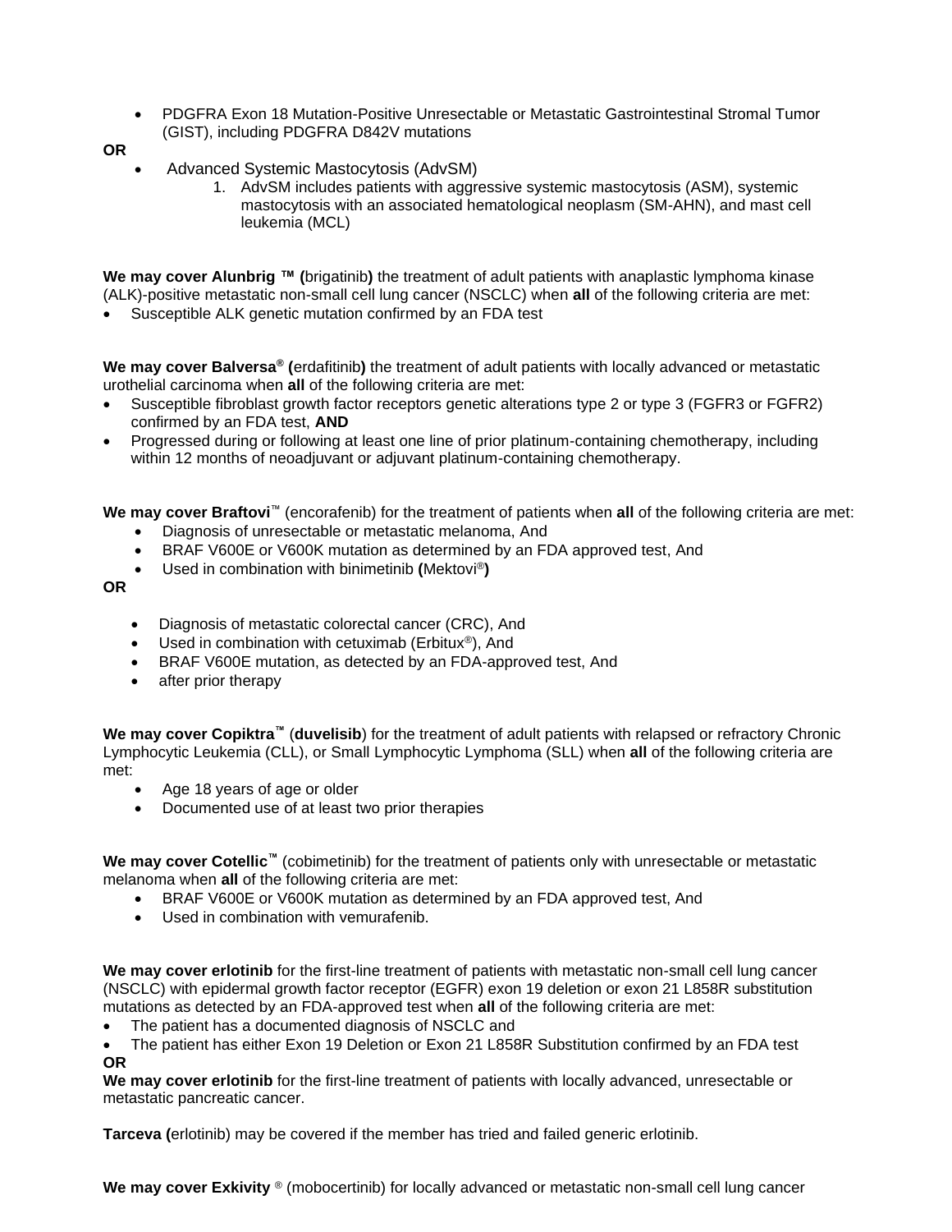- PDGFRA Exon 18 Mutation-Positive Unresectable or Metastatic Gastrointestinal Stromal Tumor (GIST), including PDGFRA D842V mutations

**OR**

- Advanced Systemic Mastocytosis (AdvSM)
    1. AdvSM includes patients with aggressive systemic mastocytosis (ASM), systemic mastocytosis with an associated hematological neoplasm (SM-AHN), and mast cell leukemia (MCL)

**We may cover Alunbrig ™ (**brigatinib**)** the treatment of adult patients with anaplastic lymphoma kinase (ALK)-positive metastatic non-small cell lung cancer (NSCLC) when **all** of the following criteria are met:

- Susceptible ALK genetic mutation confirmed by an FDA test

**We may cover Balversa® (**erdafitinib**)** the treatment of adult patients with locally advanced or metastatic urothelial carcinoma when **all** of the following criteria are met:

- Susceptible fibroblast growth factor receptors genetic alterations type 2 or type 3 (FGFR3 or FGFR2) confirmed by an FDA test, **AND**
- Progressed during or following at least one line of prior platinum-containing chemotherapy, including within 12 months of neoadjuvant or adjuvant platinum-containing chemotherapy.

**We may cover Braftovi™** (encorafenib) for the treatment of patients when **all** of the following criteria are met:

- Diagnosis of unresectable or metastatic melanoma, And
- BRAF V600E or V600K mutation as determined by an FDA approved test, And
- Used in combination with binimetinib **(**Mektovi®**)**

**OR**

- Diagnosis of metastatic colorectal cancer (CRC), And
- Used in combination with cetuximab (Erbitux®), And
- BRAF V600E mutation, as detected by an FDA-approved test, And
- after prior therapy

**We may cover Copiktra™** (**duvelisib**) for the treatment of adult patients with relapsed or refractory Chronic Lymphocytic Leukemia (CLL), or Small Lymphocytic Lymphoma (SLL) when **all** of the following criteria are met:

- Age 18 years of age or older
- Documented use of at least two prior therapies

**We may cover Cotellic™** (cobimetinib) for the treatment of patients only with unresectable or metastatic melanoma when **all** of the following criteria are met:

- BRAF V600E or V600K mutation as determined by an FDA approved test, And
- Used in combination with vemurafenib.

**We may cover erlotinib** for the first-line treatment of patients with metastatic non-small cell lung cancer (NSCLC) with epidermal growth factor receptor (EGFR) exon 19 deletion or exon 21 L858R substitution mutations as detected by an FDA-approved test when **all** of the following criteria are met:

- The patient has a documented diagnosis of NSCLC and
- The patient has either Exon 19 Deletion or Exon 21 L858R Substitution confirmed by an FDA test

**OR**

**We may cover erlotinib** for the first-line treatment of patients with locally advanced, unresectable or metastatic pancreatic cancer.

**Tarceva (**erlotinib) may be covered if the member has tried and failed generic erlotinib.

**We may cover Exkivity ®** (mobocertinib) for locally advanced or metastatic non-small cell lung cancer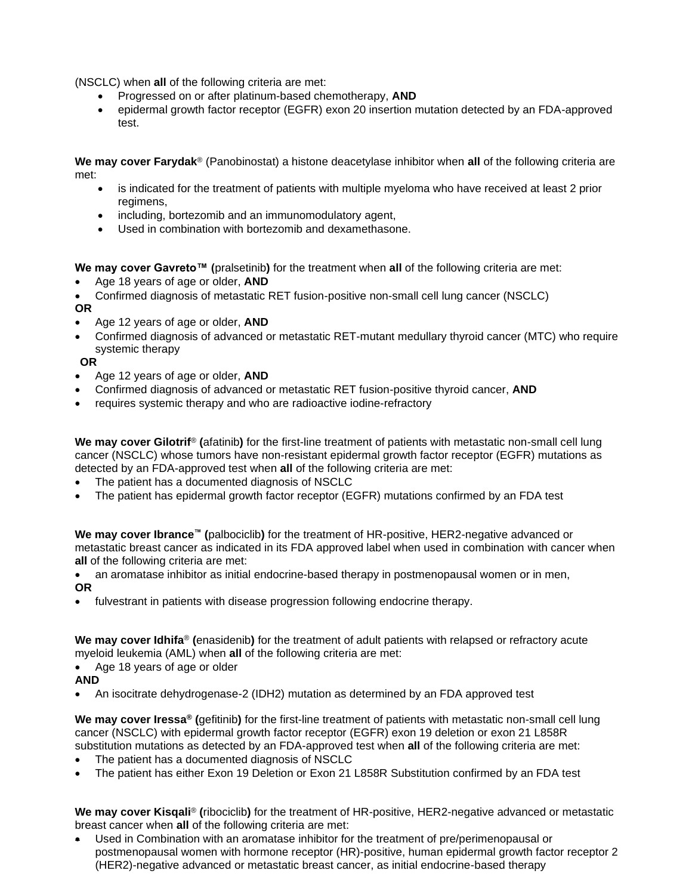(NSCLC) when **all** of the following criteria are met:

- Progressed on or after platinum-based chemotherapy, **AND**
- epidermal growth factor receptor (EGFR) exon 20 insertion mutation detected by an FDA-approved test.

**We may cover Farydak**® (Panobinostat) a histone deacetylase inhibitor when **all** of the following criteria are met:

- is indicated for the treatment of patients with multiple myeloma who have received at least 2 prior regimens,
- including, bortezomib and an immunomodulatory agent,
- Used in combination with bortezomib and dexamethasone.

**We may cover Gavreto™ (**pralsetinib**)** for the treatment when **all** of the following criteria are met:

- Age 18 years of age or older, **AND**
- Confirmed diagnosis of metastatic RET fusion-positive non-small cell lung cancer (NSCLC)

**OR**

- Age 12 years of age or older, **AND**
- Confirmed diagnosis of advanced or metastatic RET-mutant medullary thyroid cancer (MTC) who require systemic therapy

**OR**

- Age 12 years of age or older, **AND**
- Confirmed diagnosis of advanced or metastatic RET fusion-positive thyroid cancer, **AND**
- requires systemic therapy and who are radioactive iodine-refractory

**We may cover Gilotrif**® **(**afatinib**)** for the first-line treatment of patients with metastatic non-small cell lung cancer (NSCLC) whose tumors have non-resistant epidermal growth factor receptor (EGFR) mutations as detected by an FDA-approved test when **all** of the following criteria are met:

- The patient has a documented diagnosis of NSCLC
- The patient has epidermal growth factor receptor (EGFR) mutations confirmed by an FDA test

**We may cover Ibrance™ (**palbociclib**)** for the treatment of HR-positive, HER2-negative advanced or metastatic breast cancer as indicated in its FDA approved label when used in combination with cancer when **all** of the following criteria are met:

- an aromatase inhibitor as initial endocrine-based therapy in postmenopausal women or in men,

**OR**

- fulvestrant in patients with disease progression following endocrine therapy.

**We may cover Idhifa**® **(**enasidenib**)** for the treatment of adult patients with relapsed or refractory acute myeloid leukemia (AML) when **all** of the following criteria are met:

- Age 18 years of age or older

**AND**

- An isocitrate dehydrogenase-2 (IDH2) mutation as determined by an FDA approved test

**We may cover Iressa® (**gefitinib**)** for the first-line treatment of patients with metastatic non-small cell lung cancer (NSCLC) with epidermal growth factor receptor (EGFR) exon 19 deletion or exon 21 L858R substitution mutations as detected by an FDA-approved test when **all** of the following criteria are met:

- The patient has a documented diagnosis of NSCLC
- The patient has either Exon 19 Deletion or Exon 21 L858R Substitution confirmed by an FDA test

**We may cover Kisqali**® **(**ribociclib**)** for the treatment of HR-positive, HER2-negative advanced or metastatic breast cancer when **all** of the following criteria are met:

- Used in Combination with an aromatase inhibitor for the treatment of pre/perimenopausal or postmenopausal women with hormone receptor (HR)-positive, human epidermal growth factor receptor 2 (HER2)-negative advanced or metastatic breast cancer, as initial endocrine-based therapy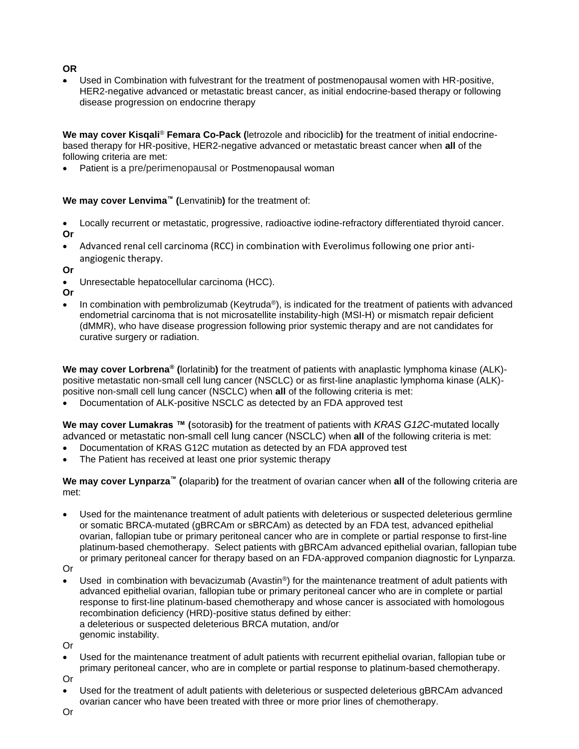**OR**

- Used in Combination with fulvestrant for the treatment of postmenopausal women with HR-positive, HER2-negative advanced or metastatic breast cancer, as initial endocrine-based therapy or following disease progression on endocrine therapy

**We may cover Kisqali® Femara Co-Pack (**letrozole and ribociclib**)** for the treatment of initial endocrine-based therapy for HR-positive, HER2-negative advanced or metastatic breast cancer when **all** of the following criteria are met:

- Patient is a pre/perimenopausal or Postmenopausal woman

**We may cover Lenvima™ (**Lenvatinib**)** for the treatment of:

- Locally recurrent or metastatic, progressive, radioactive iodine-refractory differentiated thyroid cancer.

**Or**

- Advanced renal cell carcinoma (RCC) in combination with Everolimus following one prior anti-angiogenic therapy.

**Or**

- Unresectable hepatocellular carcinoma (HCC).

**Or**

- In combination with pembrolizumab (Keytruda®), is indicated for the treatment of patients with advanced endometrial carcinoma that is not microsatellite instability-high (MSI-H) or mismatch repair deficient (dMMR), who have disease progression following prior systemic therapy and are not candidates for curative surgery or radiation.

**We may cover Lorbrena® (**lorlatinib**)** for the treatment of patients with anaplastic lymphoma kinase (ALK)-positive metastatic non-small cell lung cancer (NSCLC) or as first-line anaplastic lymphoma kinase (ALK)-positive non-small cell lung cancer (NSCLC) when **all** of the following criteria is met:

- Documentation of ALK-positive NSCLC as detected by an FDA approved test

**We may cover Lumakras ™ (**sotorasib**)** for the treatment of patients with *KRAS G12C*-mutated locally advanced or metastatic non-small cell lung cancer (NSCLC) when **all** of the following criteria is met:

- Documentation of KRAS G12C mutation as detected by an FDA approved test
- The Patient has received at least one prior systemic therapy

**We may cover Lynparza™ (**olaparib**)** for the treatment of ovarian cancer when **all** of the following criteria are met:

- Used for the maintenance treatment of adult patients with deleterious or suspected deleterious germline or somatic BRCA-mutated (gBRCAm or sBRCAm) as detected by an FDA test, advanced epithelial ovarian, fallopian tube or primary peritoneal cancer who are in complete or partial response to first-line platinum-based chemotherapy. Select patients with gBRCAm advanced epithelial ovarian, fallopian tube or primary peritoneal cancer for therapy based on an FDA-approved companion diagnostic for Lynparza.

Or

- Used in combination with bevacizumab (Avastin®) for the maintenance treatment of adult patients with advanced epithelial ovarian, fallopian tube or primary peritoneal cancer who are in complete or partial response to first-line platinum-based chemotherapy and whose cancer is associated with homologous recombination deficiency (HRD)-positive status defined by either:
  a deleterious or suspected deleterious BRCA mutation, and/or
  genomic instability.

Or

- Used for the maintenance treatment of adult patients with recurrent epithelial ovarian, fallopian tube or primary peritoneal cancer, who are in complete or partial response to platinum-based chemotherapy.

Or

- Used for the treatment of adult patients with deleterious or suspected deleterious gBRCAm advanced ovarian cancer who have been treated with three or more prior lines of chemotherapy.

Or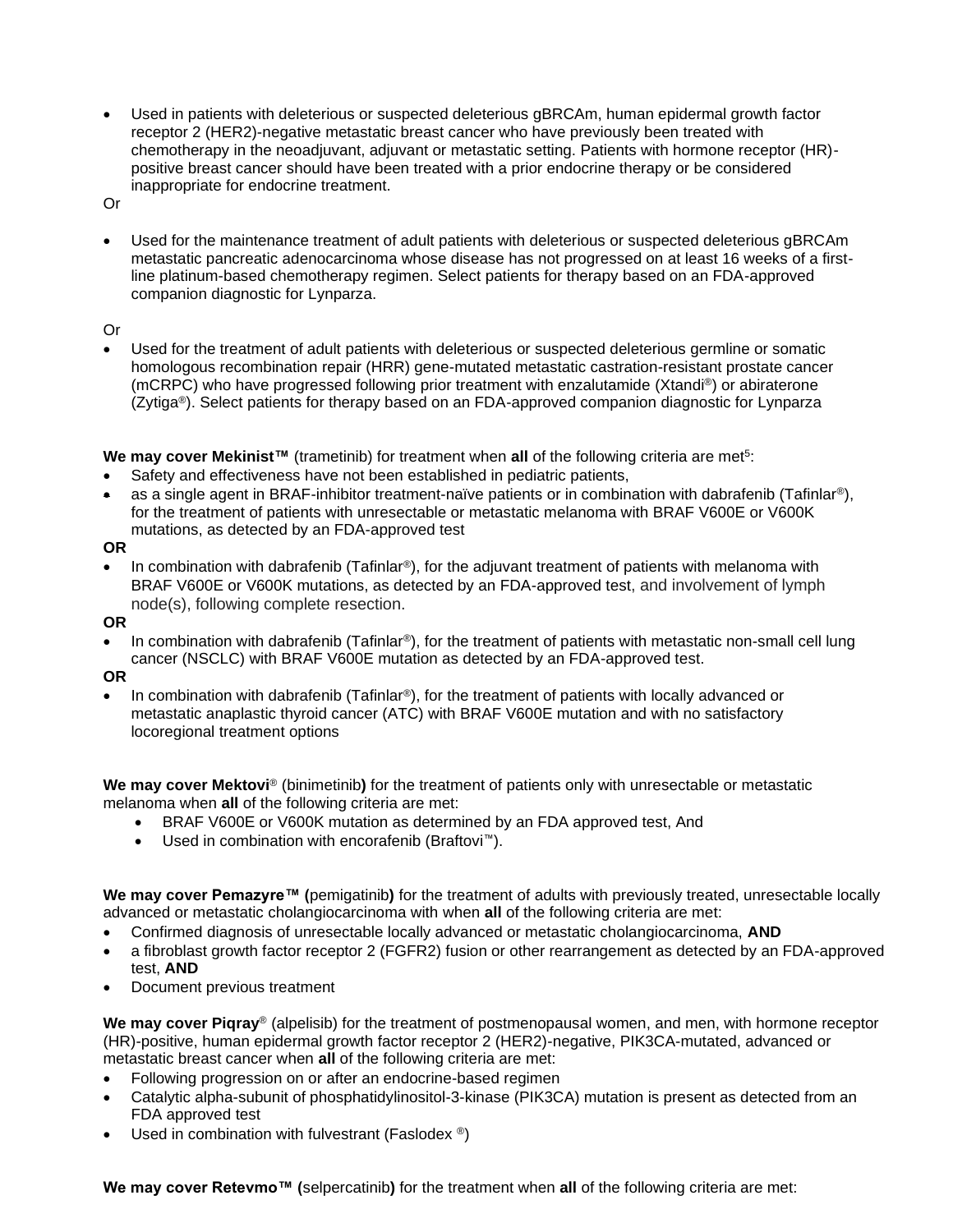- Used in patients with deleterious or suspected deleterious gBRCAm, human epidermal growth factor receptor 2 (HER2)-negative metastatic breast cancer who have previously been treated with chemotherapy in the neoadjuvant, adjuvant or metastatic setting. Patients with hormone receptor (HR)-positive breast cancer should have been treated with a prior endocrine therapy or be considered inappropriate for endocrine treatment.

Or

- Used for the maintenance treatment of adult patients with deleterious or suspected deleterious gBRCAm metastatic pancreatic adenocarcinoma whose disease has not progressed on at least 16 weeks of a first-line platinum-based chemotherapy regimen. Select patients for therapy based on an FDA-approved companion diagnostic for Lynparza.

Or

- Used for the treatment of adult patients with deleterious or suspected deleterious germline or somatic homologous recombination repair (HRR) gene-mutated metastatic castration-resistant prostate cancer (mCRPC) who have progressed following prior treatment with enzalutamide (Xtandi®) or abiraterone (Zytiga®). Select patients for therapy based on an FDA-approved companion diagnostic for Lynparza

**We may cover Mekinist™** (trametinib) for treatment when **all** of the following criteria are met[5]:

- Safety and effectiveness have not been established in pediatric patients,
- as a single agent in BRAF-inhibitor treatment-naïve patients or in combination with dabrafenib (Tafinlar®), for the treatment of patients with unresectable or metastatic melanoma with BRAF V600E or V600K mutations, as detected by an FDA-approved test

**OR**

- In combination with dabrafenib (Tafinlar®), for the adjuvant treatment of patients with melanoma with BRAF V600E or V600K mutations, as detected by an FDA-approved test, and involvement of lymph node(s), following complete resection.

**OR**

- In combination with dabrafenib (Tafinlar®), for the treatment of patients with metastatic non-small cell lung cancer (NSCLC) with BRAF V600E mutation as detected by an FDA-approved test.

**OR**

- In combination with dabrafenib (Tafinlar®), for the treatment of patients with locally advanced or metastatic anaplastic thyroid cancer (ATC) with BRAF V600E mutation and with no satisfactory locoregional treatment options

**We may cover Mektovi**® (binimetinib**)** for the treatment of patients only with unresectable or metastatic melanoma when **all** of the following criteria are met:

- BRAF V600E or V600K mutation as determined by an FDA approved test, And
- Used in combination with encorafenib (Braftovi™).

**We may cover Pemazyre™ (**pemigatinib**)** for the treatment of adults with previously treated, unresectable locally advanced or metastatic cholangiocarcinoma with when **all** of the following criteria are met:

- Confirmed diagnosis of unresectable locally advanced or metastatic cholangiocarcinoma, **AND**
- a fibroblast growth factor receptor 2 (FGFR2) fusion or other rearrangement as detected by an FDA-approved test, **AND**
- Document previous treatment

**We may cover Piqray**® (alpelisib) for the treatment of postmenopausal women, and men, with hormone receptor (HR)-positive, human epidermal growth factor receptor 2 (HER2)-negative, PIK3CA-mutated, advanced or metastatic breast cancer when **all** of the following criteria are met:

- Following progression on or after an endocrine-based regimen
- Catalytic alpha-subunit of phosphatidylinositol-3-kinase (PIK3CA) mutation is present as detected from an FDA approved test
- Used in combination with fulvestrant (Faslodex ®)

**We may cover Retevmo™ (**selpercatinib**)** for the treatment when **all** of the following criteria are met: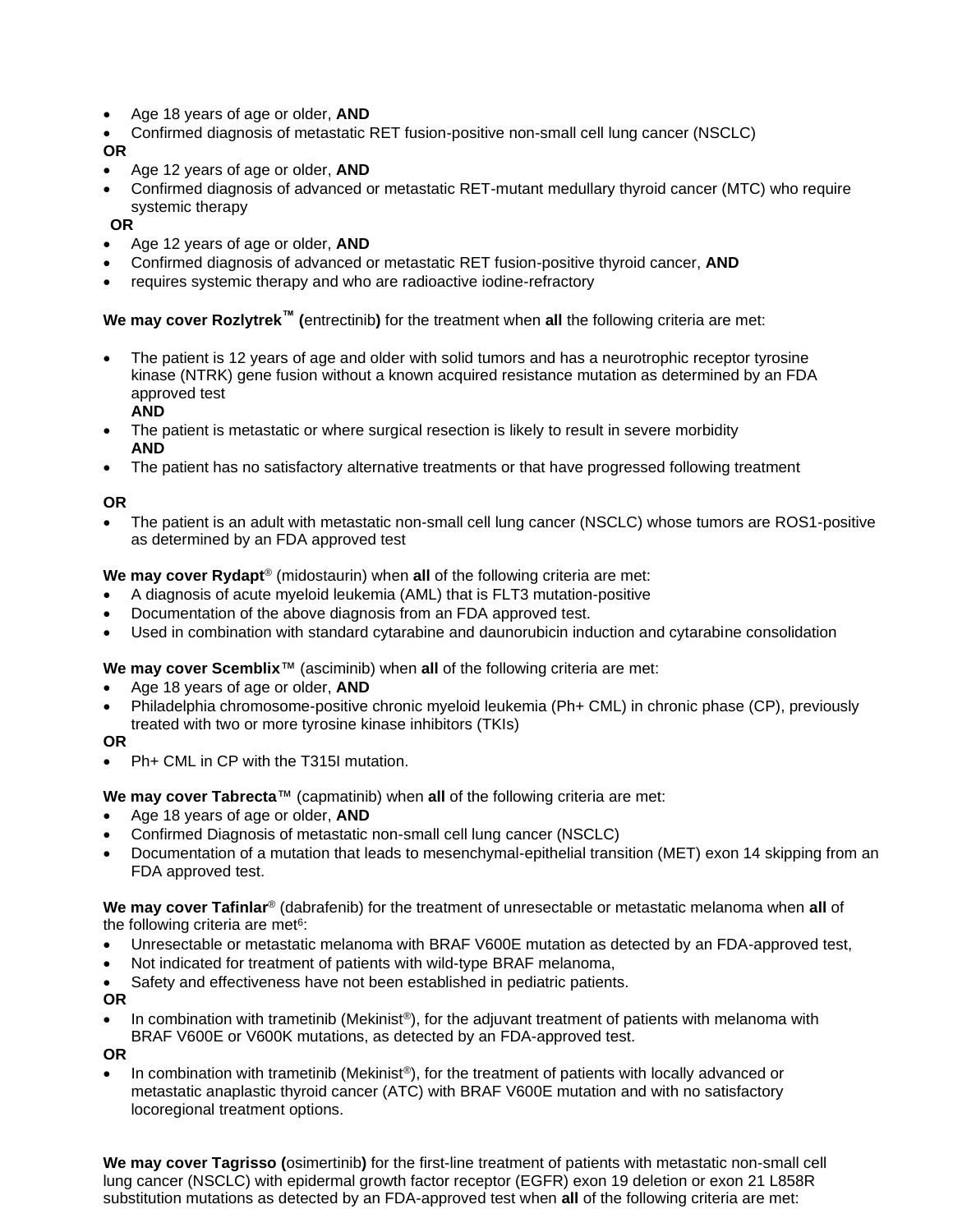- Age 18 years of age or older, **AND**
- Confirmed diagnosis of metastatic RET fusion-positive non-small cell lung cancer (NSCLC)

**OR**

- Age 12 years of age or older, **AND**
- Confirmed diagnosis of advanced or metastatic RET-mutant medullary thyroid cancer (MTC) who require systemic therapy

**OR**

- Age 12 years of age or older, **AND**
- Confirmed diagnosis of advanced or metastatic RET fusion-positive thyroid cancer, **AND**
- requires systemic therapy and who are radioactive iodine-refractory

**We may cover Rozlytrek™ (**entrectinib**)** for the treatment when **all** the following criteria are met:

- The patient is 12 years of age and older with solid tumors and has a neurotrophic receptor tyrosine kinase (NTRK) gene fusion without a known acquired resistance mutation as determined by an FDA approved test
  **AND**
- The patient is metastatic or where surgical resection is likely to result in severe morbidity
  **AND**
- The patient has no satisfactory alternative treatments or that have progressed following treatment

**OR**

- The patient is an adult with metastatic non-small cell lung cancer (NSCLC) whose tumors are ROS1-positive as determined by an FDA approved test

**We may cover Rydapt**® (midostaurin) when **all** of the following criteria are met:

- A diagnosis of acute myeloid leukemia (AML) that is FLT3 mutation-positive
- Documentation of the above diagnosis from an FDA approved test.
- Used in combination with standard cytarabine and daunorubicin induction and cytarabine consolidation

**We may cover Scemblix**™ (asciminib) when **all** of the following criteria are met:

- Age 18 years of age or older, **AND**
- Philadelphia chromosome-positive chronic myeloid leukemia (Ph+ CML) in chronic phase (CP), previously treated with two or more tyrosine kinase inhibitors (TKIs)

**OR**

- Ph+ CML in CP with the T315I mutation.

**We may cover Tabrecta**™ (capmatinib) when **all** of the following criteria are met:

- Age 18 years of age or older, **AND**
- Confirmed Diagnosis of metastatic non-small cell lung cancer (NSCLC)
- Documentation of a mutation that leads to mesenchymal-epithelial transition (MET) exon 14 skipping from an FDA approved test.

**We may cover Tafinlar**® (dabrafenib) for the treatment of unresectable or metastatic melanoma when **all** of the following criteria are met[6]:

- Unresectable or metastatic melanoma with BRAF V600E mutation as detected by an FDA-approved test,
- Not indicated for treatment of patients with wild-type BRAF melanoma,
- Safety and effectiveness have not been established in pediatric patients.

**OR**

- In combination with trametinib (Mekinist®), for the adjuvant treatment of patients with melanoma with BRAF V600E or V600K mutations, as detected by an FDA-approved test.

**OR**

- In combination with trametinib (Mekinist®), for the treatment of patients with locally advanced or metastatic anaplastic thyroid cancer (ATC) with BRAF V600E mutation and with no satisfactory locoregional treatment options.

**We may cover Tagrisso (**osimertinib**)** for the first-line treatment of patients with metastatic non-small cell lung cancer (NSCLC) with epidermal growth factor receptor (EGFR) exon 19 deletion or exon 21 L858R substitution mutations as detected by an FDA-approved test when **all** of the following criteria are met: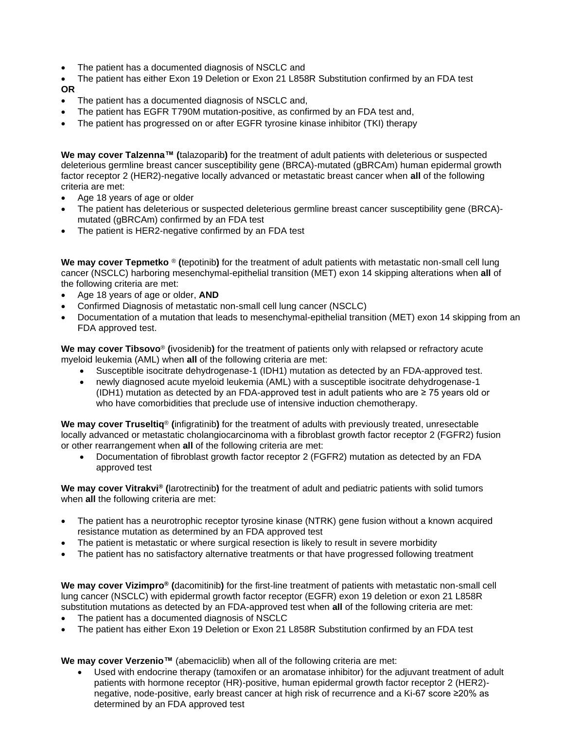- The patient has a documented diagnosis of NSCLC and
- The patient has either Exon 19 Deletion or Exon 21 L858R Substitution confirmed by an FDA test

**OR**

- The patient has a documented diagnosis of NSCLC and,
- The patient has EGFR T790M mutation-positive, as confirmed by an FDA test and,
- The patient has progressed on or after EGFR tyrosine kinase inhibitor (TKI) therapy

**We may cover Talzenna™ (**talazoparib**)** for the treatment of adult patients with deleterious or suspected deleterious germline breast cancer susceptibility gene (BRCA)-mutated (gBRCAm) human epidermal growth factor receptor 2 (HER2)-negative locally advanced or metastatic breast cancer when **all** of the following criteria are met:

- Age 18 years of age or older
- The patient has deleterious or suspected deleterious germline breast cancer susceptibility gene (BRCA)-mutated (gBRCAm) confirmed by an FDA test
- The patient is HER2-negative confirmed by an FDA test

**We may cover Tepmetko ® (**tepotinib**)** for the treatment of adult patients with metastatic non-small cell lung cancer (NSCLC) harboring mesenchymal-epithelial transition (MET) exon 14 skipping alterations when **all** of the following criteria are met:

- Age 18 years of age or older, **AND**
- Confirmed Diagnosis of metastatic non-small cell lung cancer (NSCLC)
- Documentation of a mutation that leads to mesenchymal-epithelial transition (MET) exon 14 skipping from an FDA approved test.

**We may cover Tibsovo® (**ivosidenib**)** for the treatment of patients only with relapsed or refractory acute myeloid leukemia (AML) when **all** of the following criteria are met:

- Susceptible isocitrate dehydrogenase-1 (IDH1) mutation as detected by an FDA-approved test.
- newly diagnosed acute myeloid leukemia (AML) with a susceptible isocitrate dehydrogenase-1 (IDH1) mutation as detected by an FDA-approved test in adult patients who are ≥ 75 years old or who have comorbidities that preclude use of intensive induction chemotherapy.

**We may cover Truseltiq® (**infigratinib**)** for the treatment of adults with previously treated, unresectable locally advanced or metastatic cholangiocarcinoma with a fibroblast growth factor receptor 2 (FGFR2) fusion or other rearrangement when **all** of the following criteria are met:

- Documentation of fibroblast growth factor receptor 2 (FGFR2) mutation as detected by an FDA approved test

**We may cover Vitrakvi® (**larotrectinib**)** for the treatment of adult and pediatric patients with solid tumors when **all** the following criteria are met:

- The patient has a neurotrophic receptor tyrosine kinase (NTRK) gene fusion without a known acquired resistance mutation as determined by an FDA approved test
- The patient is metastatic or where surgical resection is likely to result in severe morbidity
- The patient has no satisfactory alternative treatments or that have progressed following treatment

**We may cover Vizimpro® (**dacomitinib**)** for the first-line treatment of patients with metastatic non-small cell lung cancer (NSCLC) with epidermal growth factor receptor (EGFR) exon 19 deletion or exon 21 L858R substitution mutations as detected by an FDA-approved test when **all** of the following criteria are met:

- The patient has a documented diagnosis of NSCLC
- The patient has either Exon 19 Deletion or Exon 21 L858R Substitution confirmed by an FDA test

**We may cover Verzenio™** (abemaciclib) when all of the following criteria are met:

- Used with endocrine therapy (tamoxifen or an aromatase inhibitor) for the adjuvant treatment of adult patients with hormone receptor (HR)-positive, human epidermal growth factor receptor 2 (HER2)-negative, node-positive, early breast cancer at high risk of recurrence and a Ki-67 score ≥20% as determined by an FDA approved test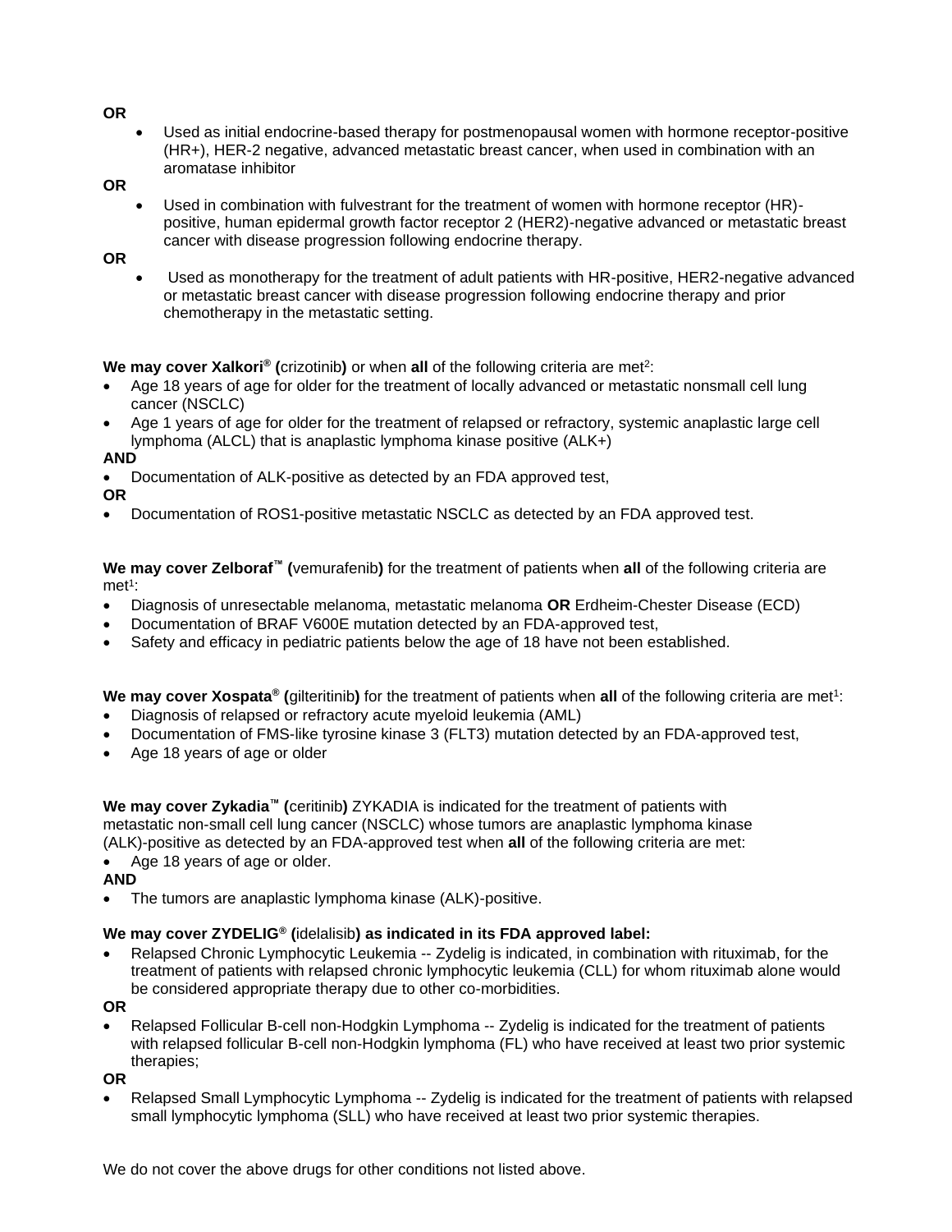**OR**

- Used as initial endocrine-based therapy for postmenopausal women with hormone receptor-positive (HR+), HER-2 negative, advanced metastatic breast cancer, when used in combination with an aromatase inhibitor

**OR**

- Used in combination with fulvestrant for the treatment of women with hormone receptor (HR)-positive, human epidermal growth factor receptor 2 (HER2)-negative advanced or metastatic breast cancer with disease progression following endocrine therapy.

**OR**

- Used as monotherapy for the treatment of adult patients with HR-positive, HER2-negative advanced or metastatic breast cancer with disease progression following endocrine therapy and prior chemotherapy in the metastatic setting.

**We may cover Xalkori® (**crizotinib**)** or when **all** of the following criteria are met[2]:

- Age 18 years of age for older for the treatment of locally advanced or metastatic nonsmall cell lung cancer (NSCLC)
- Age 1 years of age for older for the treatment of relapsed or refractory, systemic anaplastic large cell lymphoma (ALCL) that is anaplastic lymphoma kinase positive (ALK+)

**AND**

- Documentation of ALK-positive as detected by an FDA approved test,

**OR**

- Documentation of ROS1-positive metastatic NSCLC as detected by an FDA approved test.

**We may cover Zelboraf™ (**vemurafenib**)** for the treatment of patients when **all** of the following criteria are met[1]:

- Diagnosis of unresectable melanoma, metastatic melanoma **OR** Erdheim-Chester Disease (ECD)
- Documentation of BRAF V600E mutation detected by an FDA-approved test,
- Safety and efficacy in pediatric patients below the age of 18 have not been established.

**We may cover Xospata® (**gilteritinib**)** for the treatment of patients when **all** of the following criteria are met[1]:

- Diagnosis of relapsed or refractory acute myeloid leukemia (AML)
- Documentation of FMS-like tyrosine kinase 3 (FLT3) mutation detected by an FDA-approved test,
- Age 18 years of age or older

**We may cover Zykadia™ (**ceritinib**)** ZYKADIA is indicated for the treatment of patients with metastatic non-small cell lung cancer (NSCLC) whose tumors are anaplastic lymphoma kinase (ALK)-positive as detected by an FDA-approved test when **all** of the following criteria are met:

- Age 18 years of age or older.

**AND**

- The tumors are anaplastic lymphoma kinase (ALK)-positive.

**We may cover ZYDELIG® (**idelalisib**) as indicated in its FDA approved label:**

- Relapsed Chronic Lymphocytic Leukemia -- Zydelig is indicated, in combination with rituximab, for the treatment of patients with relapsed chronic lymphocytic leukemia (CLL) for whom rituximab alone would be considered appropriate therapy due to other co-morbidities.

**OR**

- Relapsed Follicular B-cell non-Hodgkin Lymphoma -- Zydelig is indicated for the treatment of patients with relapsed follicular B-cell non-Hodgkin lymphoma (FL) who have received at least two prior systemic therapies;

**OR**

- Relapsed Small Lymphocytic Lymphoma -- Zydelig is indicated for the treatment of patients with relapsed small lymphocytic lymphoma (SLL) who have received at least two prior systemic therapies.

We do not cover the above drugs for other conditions not listed above.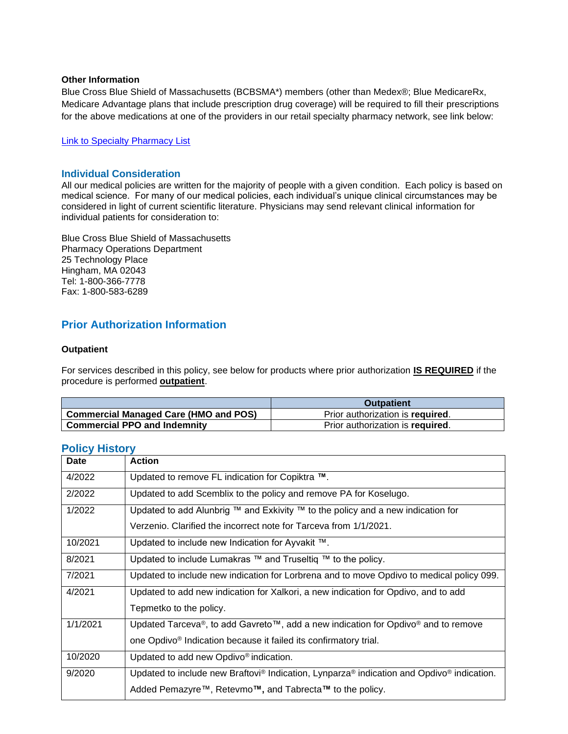**Other Information**

Blue Cross Blue Shield of Massachusetts (BCBSMA*) members (other than Medex®; Blue MedicareRx, Medicare Advantage plans that include prescription drug coverage) will be required to fill their prescriptions for the above medications at one of the providers in our retail specialty pharmacy network, see link below:

Link to Specialty Pharmacy List

## Individual Consideration

All our medical policies are written for the majority of people with a given condition. Each policy is based on medical science. For many of our medical policies, each individual's unique clinical circumstances may be considered in light of current scientific literature. Physicians may send relevant clinical information for individual patients for consideration to:

Blue Cross Blue Shield of Massachusetts
Pharmacy Operations Department
25 Technology Place
Hingham, MA 02043
Tel: 1-800-366-7778
Fax: 1-800-583-6289

## Prior Authorization Information

**Outpatient**

For services described in this policy, see below for products where prior authorization **IS REQUIRED** if the procedure is performed **outpatient**.

| | Outpatient |
|---|---|
| **Commercial Managed Care (HMO and POS)** | Prior authorization is **required**. |
| **Commercial PPO and Indemnity** | Prior authorization is **required**. |

## Policy History

| Date | Action |
|---|---|
| 4/2022 | Updated to remove FL indication for Copiktra ™. |
| 2/2022 | Updated to add Scemblix to the policy and remove PA for Koselugo. |
| 1/2022 | Updated to add Alunbrig ™ and Exkivity ™ to the policy and a new indication for Verzenio. Clarified the incorrect note for Tarceva from 1/1/2021. |
| 10/2021 | Updated to include new Indication for Ayvakit ™. |
| 8/2021 | Updated to include Lumakras ™ and Truseltiq ™ to the policy. |
| 7/2021 | Updated to include new indication for Lorbrena and to move Opdivo to medical policy 099. |
| 4/2021 | Updated to add new indication for Xalkori, a new indication for Opdivo, and to add Tepmetko to the policy. |
| 1/1/2021 | Updated Tarceva®, to add Gavreto™, add a new indication for Opdivo® and to remove one Opdivo® Indication because it failed its confirmatory trial. |
| 10/2020 | Updated to add new Opdivo® indication. |
| 9/2020 | Updated to include new Braftovi® Indication, Lynparza® indication and Opdivo® indication. Added Pemazyre™, Retevmo**™,** and Tabrecta**™** to the policy. |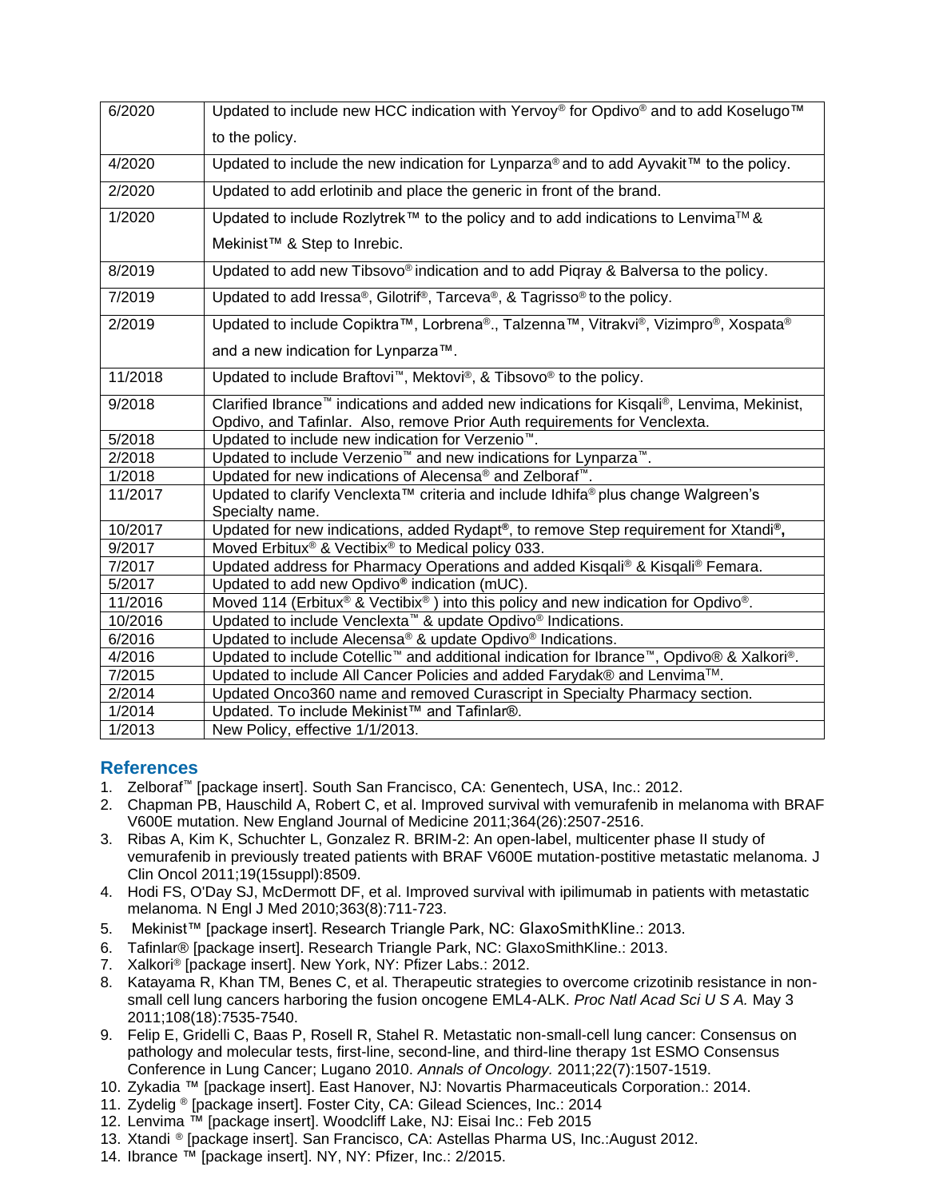| 6/2020 | Updated to include new HCC indication with Yervoy® for Opdivo® and to add Koselugo™ to the policy. |
|---|---|
| 4/2020 | Updated to include the new indication for Lynparza® and to add Ayvakit™ to the policy. |
| 2/2020 | Updated to add erlotinib and place the generic in front of the brand. |
| 1/2020 | Updated to include Rozlytrek™ to the policy and to add indications to Lenvima™ & Mekinist™ & Step to Inrebic. |
| 8/2019 | Updated to add new Tibsovo® indication and to add Piqray & Balversa to the policy. |
| 7/2019 | Updated to add Iressa®, Gilotrif®, Tarceva®, & Tagrisso® to the policy. |
| 2/2019 | Updated to include Copiktra™, Lorbrena®., Talzenna™, Vitrakvi®, Vizimpro®, Xospata® and a new indication for Lynparza™. |
| 11/2018 | Updated to include Braftovi™, Mektovi®, & Tibsovo® to the policy. |
| 9/2018 | Clarified Ibrance™ indications and added new indications for Kisqali®, Lenvima, Mekinist, Opdivo, and Tafinlar. Also, remove Prior Auth requirements for Venclexta. |
| 5/2018 | Updated to include new indication for Verzenio™. |
| 2/2018 | Updated to include Verzenio™ and new indications for Lynparza™. |
| 1/2018 | Updated for new indications of Alecensa® and Zelboraf™. |
| 11/2017 | Updated to clarify Venclexta™ criteria and include Idhifa® plus change Walgreen's Specialty name. |
| 10/2017 | Updated for new indications, added Rydapt®, to remove Step requirement for Xtandi®, |
| 9/2017 | Moved Erbitux® & Vectibix® to Medical policy 033. |
| 7/2017 | Updated address for Pharmacy Operations and added Kisqali® & Kisqali® Femara. |
| 5/2017 | Updated to add new Opdivo® indication (mUC). |
| 11/2016 | Moved 114 (Erbitux® & Vectibix®) into this policy and new indication for Opdivo®. |
| 10/2016 | Updated to include Venclexta™ & update Opdivo® Indications. |
| 6/2016 | Updated to include Alecensa® & update Opdivo® Indications. |
| 4/2016 | Updated to include Cotellic™ and additional indication for Ibrance™, Opdivo® & Xalkori®. |
| 7/2015 | Updated to include All Cancer Policies and added Farydak® and Lenvima™. |
| 2/2014 | Updated Onco360 name and removed Curascript in Specialty Pharmacy section. |
| 1/2014 | Updated. To include Mekinist™ and Tafinlar®. |
| 1/2013 | New Policy, effective 1/1/2013. |

## References

1. Zelboraf™ [package insert]. South San Francisco, CA: Genentech, USA, Inc.: 2012.
2. Chapman PB, Hauschild A, Robert C, et al. Improved survival with vemurafenib in melanoma with BRAF V600E mutation. New England Journal of Medicine 2011;364(26):2507-2516.
3. Ribas A, Kim K, Schuchter L, Gonzalez R. BRIM-2: An open-label, multicenter phase II study of vemurafenib in previously treated patients with BRAF V600E mutation-postitive metastatic melanoma. J Clin Oncol 2011;19(15suppl):8509.
4. Hodi FS, O'Day SJ, McDermott DF, et al. Improved survival with ipilimumab in patients with metastatic melanoma. N Engl J Med 2010;363(8):711-723.
5. Mekinist™ [package insert]. Research Triangle Park, NC: GlaxoSmithKline.: 2013.
6. Tafinlar® [package insert]. Research Triangle Park, NC: GlaxoSmithKline.: 2013.
7. Xalkori® [package insert]. New York, NY: Pfizer Labs.: 2012.
8. Katayama R, Khan TM, Benes C, et al. Therapeutic strategies to overcome crizotinib resistance in non-small cell lung cancers harboring the fusion oncogene EML4-ALK. *Proc Natl Acad Sci U S A.* May 3 2011;108(18):7535-7540.
9. Felip E, Gridelli C, Baas P, Rosell R, Stahel R. Metastatic non-small-cell lung cancer: Consensus on pathology and molecular tests, first-line, second-line, and third-line therapy 1st ESMO Consensus Conference in Lung Cancer; Lugano 2010. *Annals of Oncology.* 2011;22(7):1507-1519.
10. Zykadia ™ [package insert]. East Hanover, NJ: Novartis Pharmaceuticals Corporation.: 2014.
11. Zydelig ® [package insert]. Foster City, CA: Gilead Sciences, Inc.: 2014
12. Lenvima ™ [package insert]. Woodcliff Lake, NJ: Eisai Inc.: Feb 2015
13. Xtandi ® [package insert]. San Francisco, CA: Astellas Pharma US, Inc.:August 2012.
14. Ibrance ™ [package insert]. NY, NY: Pfizer, Inc.: 2/2015.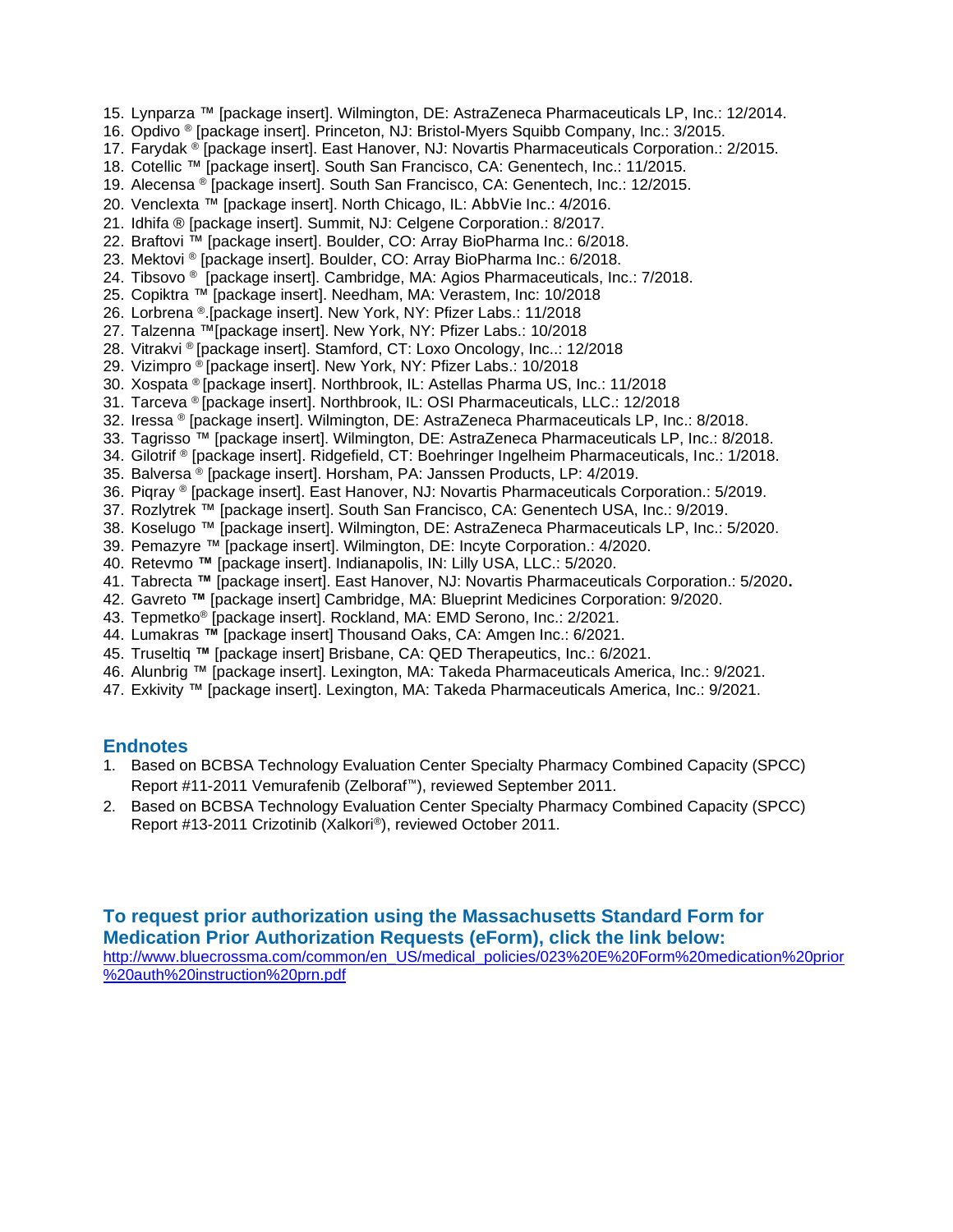15. Lynparza ™ [package insert]. Wilmington, DE: AstraZeneca Pharmaceuticals LP, Inc.: 12/2014.
16. Opdivo ® [package insert]. Princeton, NJ: Bristol-Myers Squibb Company, Inc.: 3/2015.
17. Farydak ® [package insert]. East Hanover, NJ: Novartis Pharmaceuticals Corporation.: 2/2015.
18. Cotellic ™ [package insert]. South San Francisco, CA: Genentech, Inc.: 11/2015.
19. Alecensa ® [package insert]. South San Francisco, CA: Genentech, Inc.: 12/2015.
20. Venclexta ™ [package insert]. North Chicago, IL: AbbVie Inc.: 4/2016.
21. Idhifa ® [package insert]. Summit, NJ: Celgene Corporation.: 8/2017.
22. Braftovi ™ [package insert]. Boulder, CO: Array BioPharma Inc.: 6/2018.
23. Mektovi ® [package insert]. Boulder, CO: Array BioPharma Inc.: 6/2018.
24. Tibsovo ® [package insert]. Cambridge, MA: Agios Pharmaceuticals, Inc.: 7/2018.
25. Copiktra ™ [package insert]. Needham, MA: Verastem, Inc: 10/2018
26. Lorbrena ®.[package insert]. New York, NY: Pfizer Labs.: 11/2018
27. Talzenna ™[package insert]. New York, NY: Pfizer Labs.: 10/2018
28. Vitrakvi ® [package insert]. Stamford, CT: Loxo Oncology, Inc..: 12/2018
29. Vizimpro ® [package insert]. New York, NY: Pfizer Labs.: 10/2018
30. Xospata ® [package insert]. Northbrook, IL: Astellas Pharma US, Inc.: 11/2018
31. Tarceva ® [package insert]. Northbrook, IL: OSI Pharmaceuticals, LLC.: 12/2018
32. Iressa ® [package insert]. Wilmington, DE: AstraZeneca Pharmaceuticals LP, Inc.: 8/2018.
33. Tagrisso ™ [package insert]. Wilmington, DE: AstraZeneca Pharmaceuticals LP, Inc.: 8/2018.
34. Gilotrif ® [package insert]. Ridgefield, CT: Boehringer Ingelheim Pharmaceuticals, Inc.: 1/2018.
35. Balversa ® [package insert]. Horsham, PA: Janssen Products, LP: 4/2019.
36. Piqray ® [package insert]. East Hanover, NJ: Novartis Pharmaceuticals Corporation.: 5/2019.
37. Rozlytrek ™ [package insert]. South San Francisco, CA: Genentech USA, Inc.: 9/2019.
38. Koselugo ™ [package insert]. Wilmington, DE: AstraZeneca Pharmaceuticals LP, Inc.: 5/2020.
39. Pemazyre ™ [package insert]. Wilmington, DE: Incyte Corporation.: 4/2020.
40. Retevmo ™ [package insert]. Indianapolis, IN: Lilly USA, LLC.: 5/2020.
41. Tabrecta ™ [package insert]. East Hanover, NJ: Novartis Pharmaceuticals Corporation.: 5/2020.
42. Gavreto ™ [package insert] Cambridge, MA: Blueprint Medicines Corporation: 9/2020.
43. Tepmetko® [package insert]. Rockland, MA: EMD Serono, Inc.: 2/2021.
44. Lumakras ™ [package insert] Thousand Oaks, CA: Amgen Inc.: 6/2021.
45. Truseltiq ™ [package insert] Brisbane, CA: QED Therapeutics, Inc.: 6/2021.
46. Alunbrig ™ [package insert]. Lexington, MA: Takeda Pharmaceuticals America, Inc.: 9/2021.
47. Exkivity ™ [package insert]. Lexington, MA: Takeda Pharmaceuticals America, Inc.: 9/2021.

## Endnotes

1. Based on BCBSA Technology Evaluation Center Specialty Pharmacy Combined Capacity (SPCC) Report #11-2011 Vemurafenib (Zelboraf™), reviewed September 2011.
2. Based on BCBSA Technology Evaluation Center Specialty Pharmacy Combined Capacity (SPCC) Report #13-2011 Crizotinib (Xalkori®), reviewed October 2011.

## To request prior authorization using the Massachusetts Standard Form for Medication Prior Authorization Requests (eForm), click the link below:

http://www.bluecrossma.com/common/en_US/medical_policies/023%20E%20Form%20medication%20prior%20auth%20instruction%20prn.pdf